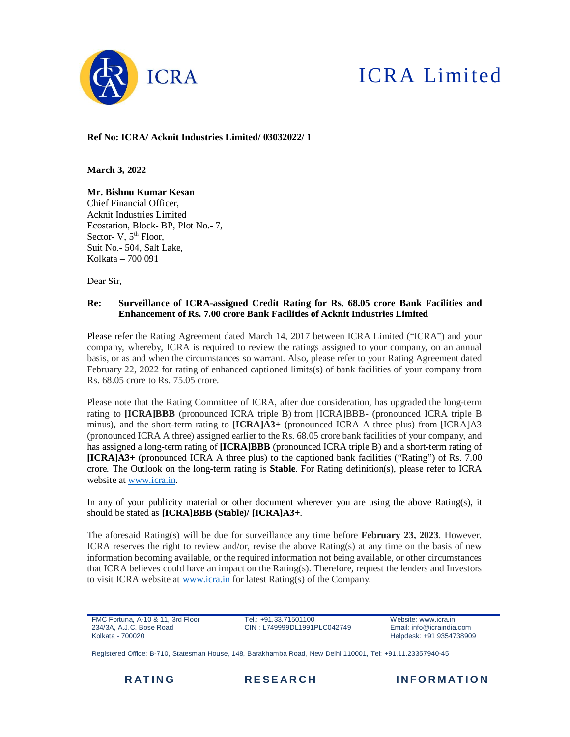# ICRA Limited

**Ref No: ICRA/ Acknit Industries Limited/ 03032022/ 1**

**March 3, 2022**

**Mr. Bishnu Kumar Kesan**
Chief Financial Officer,
Acknit Industries Limited
Ecostation, Block- BP, Plot No.- 7,
Sector- V, 5th Floor,
Suit No.- 504, Salt Lake,
Kolkata – 700 091

Dear Sir,

**Re: Surveillance of ICRA-assigned Credit Rating for Rs. 68.05 crore Bank Facilities and Enhancement of Rs. 7.00 crore Bank Facilities of Acknit Industries Limited**

Please refer the Rating Agreement dated March 14, 2017 between ICRA Limited ("ICRA") and your company, whereby, ICRA is required to review the ratings assigned to your company, on an annual basis, or as and when the circumstances so warrant. Also, please refer to your Rating Agreement dated February 22, 2022 for rating of enhanced captioned limits(s) of bank facilities of your company from Rs. 68.05 crore to Rs. 75.05 crore.

Please note that the Rating Committee of ICRA, after due consideration, has upgraded the long-term rating to **[ICRA]BBB** (pronounced ICRA triple B) from [ICRA]BBB- (pronounced ICRA triple B minus), and the short-term rating to **[ICRA]A3+** (pronounced ICRA A three plus) from [ICRA]A3 (pronounced ICRA A three) assigned earlier to the Rs. 68.05 crore bank facilities of your company, and has assigned a long-term rating of **[ICRA]BBB** (pronounced ICRA triple B) and a short-term rating of **[ICRA]A3+** (pronounced ICRA A three plus) to the captioned bank facilities ("Rating") of Rs. 7.00 crore. The Outlook on the long-term rating is **Stable**. For Rating definition(s), please refer to ICRA website at www.icra.in.

In any of your publicity material or other document wherever you are using the above Rating(s), it should be stated as **[ICRA]BBB (Stable)/ [ICRA]A3+**.

The aforesaid Rating(s) will be due for surveillance any time before **February 23, 2023**. However, ICRA reserves the right to review and/or, revise the above Rating(s) at any time on the basis of new information becoming available, or the required information not being available, or other circumstances that ICRA believes could have an impact on the Rating(s). Therefore, request the lenders and Investors to visit ICRA website at www.icra.in for latest Rating(s) of the Company.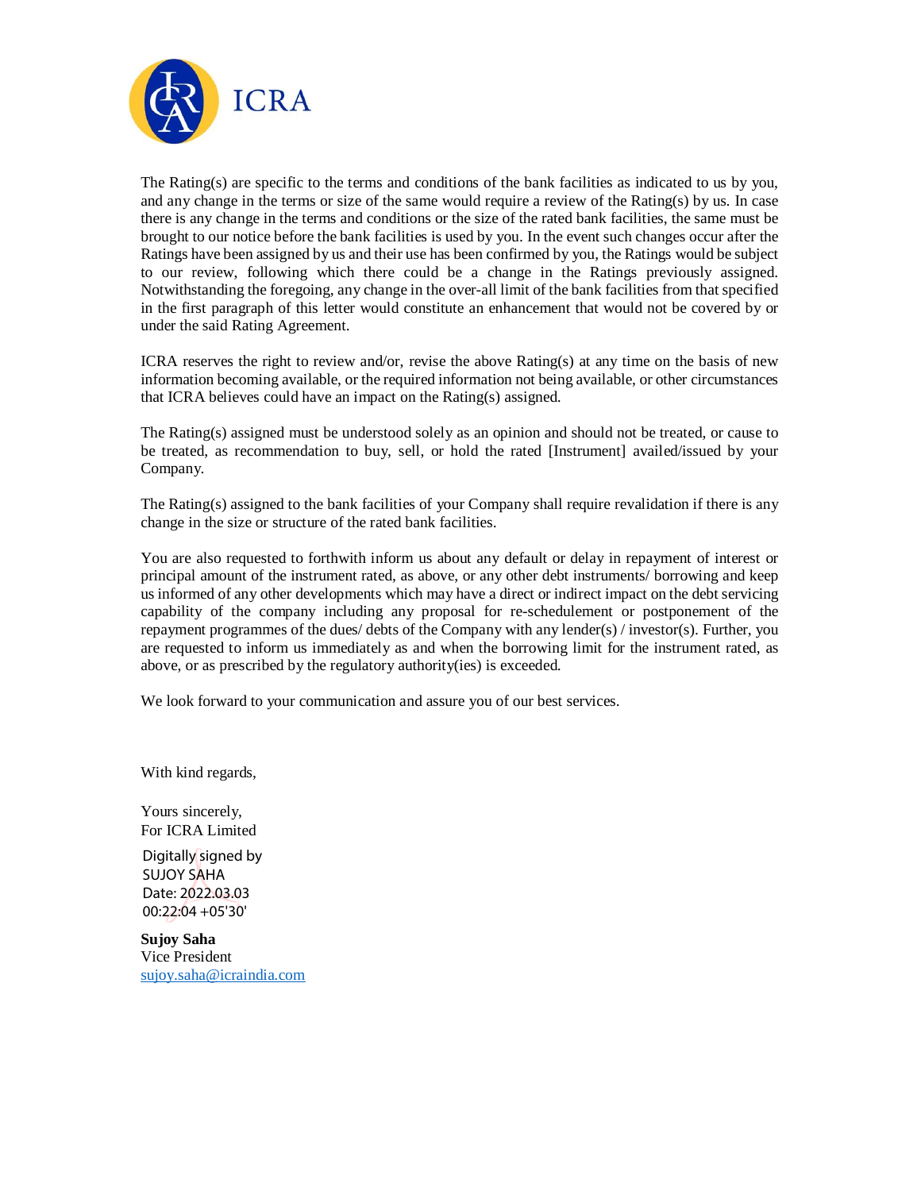The Rating(s) are specific to the terms and conditions of the bank facilities as indicated to us by you, and any change in the terms or size of the same would require a review of the Rating(s) by us. In case there is any change in the terms and conditions or the size of the rated bank facilities, the same must be brought to our notice before the bank facilities is used by you. In the event such changes occur after the Ratings have been assigned by us and their use has been confirmed by you, the Ratings would be subject to our review, following which there could be a change in the Ratings previously assigned. Notwithstanding the foregoing, any change in the over-all limit of the bank facilities from that specified in the first paragraph of this letter would constitute an enhancement that would not be covered by or under the said Rating Agreement.

ICRA reserves the right to review and/or, revise the above Rating(s) at any time on the basis of new information becoming available, or the required information not being available, or other circumstances that ICRA believes could have an impact on the Rating(s) assigned.

The Rating(s) assigned must be understood solely as an opinion and should not be treated, or cause to be treated, as recommendation to buy, sell, or hold the rated [Instrument] availed/issued by your Company.

The Rating(s) assigned to the bank facilities of your Company shall require revalidation if there is any change in the size or structure of the rated bank facilities.

You are also requested to forthwith inform us about any default or delay in repayment of interest or principal amount of the instrument rated, as above, or any other debt instruments/ borrowing and keep us informed of any other developments which may have a direct or indirect impact on the debt servicing capability of the company including any proposal for re-schedulement or postponement of the repayment programmes of the dues/ debts of the Company with any lender(s) / investor(s). Further, you are requested to inform us immediately as and when the borrowing limit for the instrument rated, as above, or as prescribed by the regulatory authority(ies) is exceeded.

We look forward to your communication and assure you of our best services.

With kind regards,

Yours sincerely,
For ICRA Limited

Digitally signed by
SUJOY SAHA
Date: 2022.03.03
00:22:04 +05'30'

**Sujoy Saha**
Vice President
sujoy.saha@icraindia.com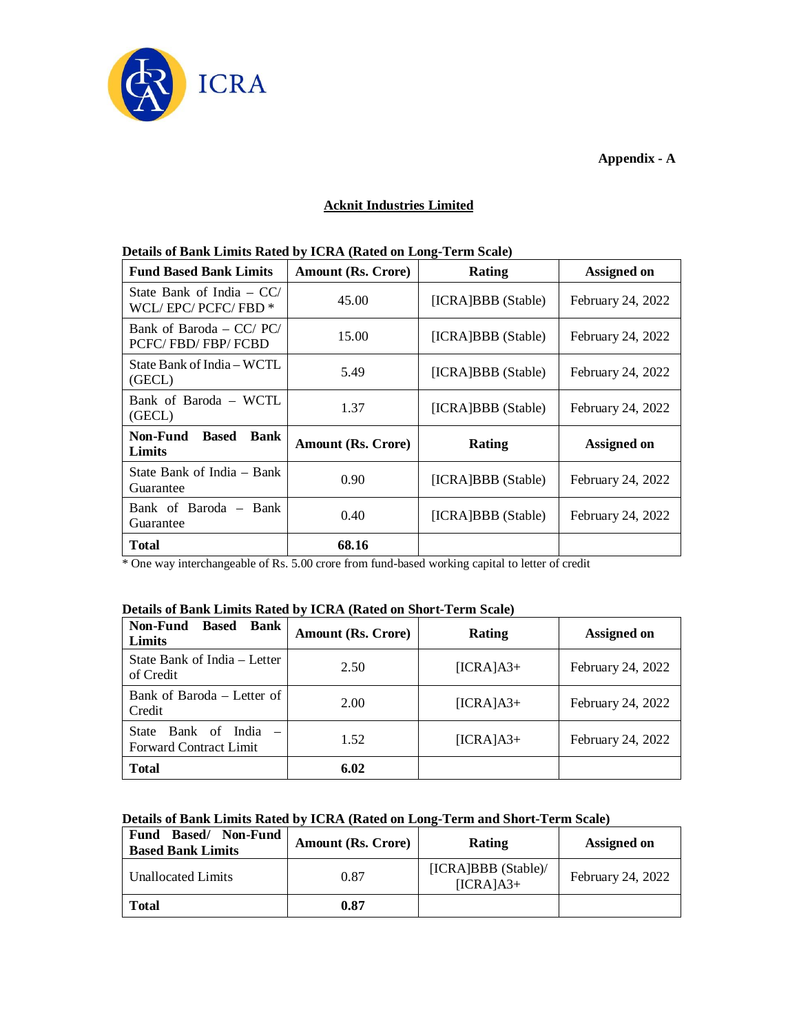**Appendix - A**

**Acknit Industries Limited**

**Details of Bank Limits Rated by ICRA (Rated on Long-Term Scale)**

| Fund Based Bank Limits | Amount (Rs. Crore) | Rating | Assigned on |
|---|---|---|---|
| State Bank of India – CC/ WCL/ EPC/ PCFC/ FBD * | 45.00 | [ICRA]BBB (Stable) | February 24, 2022 |
| Bank of Baroda – CC/ PC/ PCFC/ FBD/ FBP/ FCBD | 15.00 | [ICRA]BBB (Stable) | February 24, 2022 |
| State Bank of India – WCTL (GECL) | 5.49 | [ICRA]BBB (Stable) | February 24, 2022 |
| Bank of Baroda – WCTL (GECL) | 1.37 | [ICRA]BBB (Stable) | February 24, 2022 |
| **Non-Fund Based Bank Limits** | **Amount (Rs. Crore)** | **Rating** | **Assigned on** |
| State Bank of India – Bank Guarantee | 0.90 | [ICRA]BBB (Stable) | February 24, 2022 |
| Bank of Baroda – Bank Guarantee | 0.40 | [ICRA]BBB (Stable) | February 24, 2022 |
| **Total** | **68.16** | | |

* One way interchangeable of Rs. 5.00 crore from fund-based working capital to letter of credit

**Details of Bank Limits Rated by ICRA (Rated on Short-Term Scale)**

| Non-Fund Based Bank Limits | Amount (Rs. Crore) | Rating | Assigned on |
|---|---|---|---|
| State Bank of India – Letter of Credit | 2.50 | [ICRA]A3+ | February 24, 2022 |
| Bank of Baroda – Letter of Credit | 2.00 | [ICRA]A3+ | February 24, 2022 |
| State Bank of India – Forward Contract Limit | 1.52 | [ICRA]A3+ | February 24, 2022 |
| **Total** | **6.02** | | |

**Details of Bank Limits Rated by ICRA (Rated on Long-Term and Short-Term Scale)**

| Fund Based/ Non-Fund Based Bank Limits | Amount (Rs. Crore) | Rating | Assigned on |
|---|---|---|---|
| Unallocated Limits | 0.87 | [ICRA]BBB (Stable)/ [ICRA]A3+ | February 24, 2022 |
| **Total** | **0.87** | | |